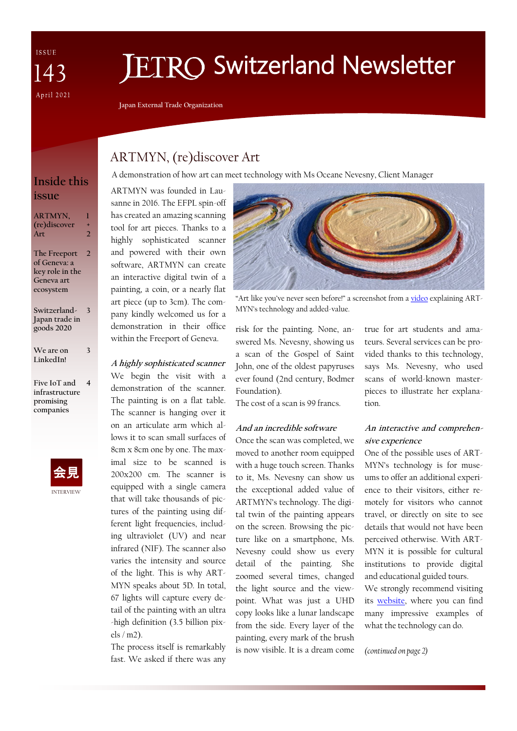ISSUE 143 April 2021

# JETRO Switzerland Newsletter

Japan External Trade Organization

## Inside this issue

- ARTMYN, (re)discover Art — 1 + 2
- The Freeport of Geneva: a key role in the Geneva art ecosystem — 2
- Switzerland-Japan trade in goods 2020 — 3
- We are on LinkedIn! — 3
- Five IoT and infrastructure promising companies — 4

会見 INTERVIEW

## ARTMYN, (re)discover Art

A demonstration of how art can meet technology with Ms Oceane Nevesny, Client Manager

ARTMYN was founded in Lausanne in 2016. The EFPL spin-off has created an amazing scanning tool for art pieces. Thanks to a highly sophisticated scanner and powered with their own software, ARTMYN can create an interactive digital twin of a painting, a coin, or a nearly flat art piece (up to 3cm). The company kindly welcomed us for a demonstration in their office within the Freeport of Geneva.

“Art like you've never seen before!” a screenshot from a video explaining ARTMYN's technology and added-value.

### *A highly sophisticated scanner*

We begin the visit with a demonstration of the scanner. The painting is on a flat table. The scanner is hanging over it on an articulate arm which allows it to scan small surfaces of 8cm x 8cm one by one. The maximal size to be scanned is 200x200 cm. The scanner is equipped with a single camera that will take thousands of pictures of the painting using different light frequencies, including ultraviolet (UV) and near infrared (NIF). The scanner also varies the intensity and source of the light. This is why ARTMYN speaks about 5D. In total, 67 lights will capture every detail of the painting with an ultra-high definition (3.5 billion pixels / m2).

The process itself is remarkably fast. We asked if there was any risk for the painting. None, answered Ms. Nevesny, showing us a scan of the Gospel of Saint John, one of the oldest papyruses ever found (2nd century, Bodmer Foundation).

The cost of a scan is 99 francs.

### *And an incredible software*

Once the scan was completed, we moved to another room equipped with a huge touch screen. Thanks to it, Ms. Nevesny can show us the exceptional added value of ARTMYN's technology. The digital twin of the painting appears on the screen. Browsing the picture like on a smartphone, Ms. Nevesny could show us every detail of the painting. She zoomed several times, changed the light source and the viewpoint. What was just a UHD copy looks like a lunar landscape from the side. Every layer of the painting, every mark of the brush is now visible. It is a dream come true for art students and amateurs. Several services can be provided thanks to this technology, says Ms. Nevesny, who used scans of world-known masterpieces to illustrate her explanation.

### *An interactive and comprehensive experience*

One of the possible uses of ARTMYN's technology is for museums to offer an additional experience to their visitors, either remotely for visitors who cannot travel, or directly on site to see details that would not have been perceived otherwise. With ARTMYN it is possible for cultural institutions to provide digital and educational guided tours.

We strongly recommend visiting its website, where you can find many impressive examples of what the technology can do.

*(continued on page 2)*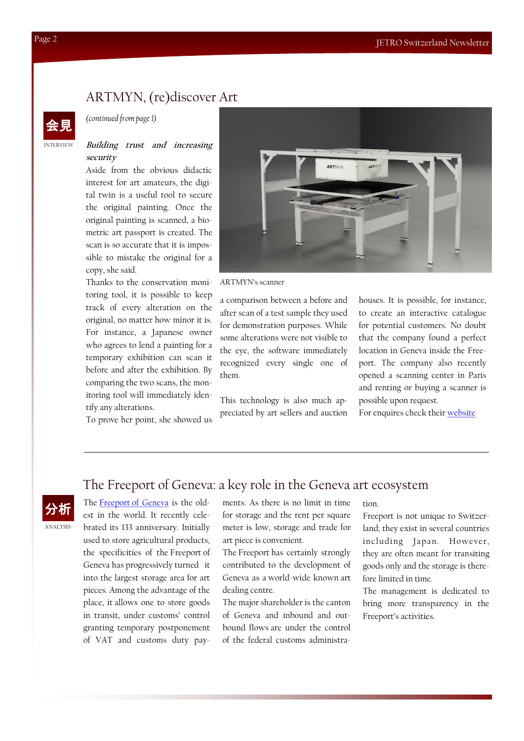## ARTMYN, (re)discover Art

会見

INTERVIEW

*(continued from page 1)*

***Building trust and increasing security***

Aside from the obvious didactic interest for art amateurs, the digital twin is a useful tool to secure the original painting. Once the original painting is scanned, a biometric art passport is created. The scan is so accurate that it is impossible to mistake the original for a copy, she said.

Thanks to the conservation monitoring tool, it is possible to keep track of every alteration on the original, no matter how minor it is. For instance, a Japanese owner who agrees to lend a painting for a temporary exhibition can scan it before and after the exhibition. By comparing the two scans, the monitoring tool will immediately identify any alterations.

To prove her point, she showed us a comparison between a before and after scan of a test sample they used for demonstration purposes. While some alterations were not visible to the eye, the software immediately recognized every single one of them.

ARTMYN's scanner

This technology is also much appreciated by art sellers and auction houses. It is possible, for instance, to create an interactive catalogue for potential customers. No doubt that the company found a perfect location in Geneva inside the Freeport. The company also recently opened a scanning center in Paris and renting or buying a scanner is possible upon request.

For enquires check their [website]

---

## The Freeport of Geneva: a key role in the Geneva art ecosystem

分析

ANALYSIS

The [Freeport of Geneva] is the oldest in the world. It recently celebrated its 133 anniversary. Initially used to store agricultural products, the specificities of the Freeport of Geneva has progressively turned it into the largest storage area for art pieces. Among the advantage of the place, it allows one to store goods in transit, under customs' control granting temporary postponement of VAT and customs duty payments. As there is no limit in time for storage and the rent per square meter is low, storage and trade for art piece is convenient.

The Freeport has certainly strongly contributed to the development of Geneva as a world-wide known art dealing centre.

The major shareholder is the canton of Geneva and inbound and outbound flows are under the control of the federal customs administration.

Freeport is not unique to Switzerland; they exist in several countries including Japan. However, they are often meant for transiting goods only and the storage is therefore limited in time.

The management is dedicated to bring more transparency in the Freeport's activities.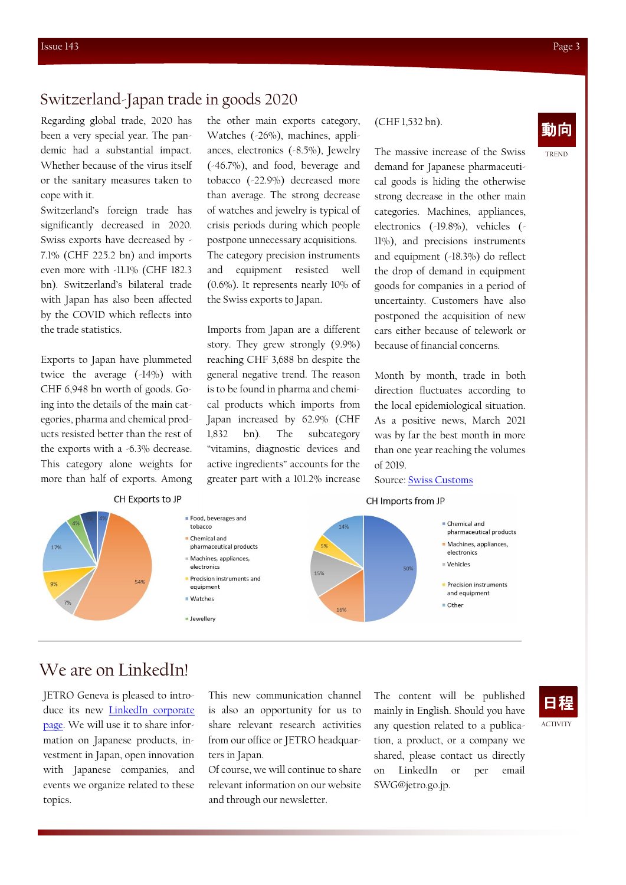# Switzerland-Japan trade in goods 2020

Regarding global trade, 2020 has been a very special year. The pandemic had a substantial impact. Whether because of the virus itself or the sanitary measures taken to cope with it.

Switzerland's foreign trade has significantly decreased in 2020. Swiss exports have decreased by -7.1% (CHF 225.2 bn) and imports even more with -11.1% (CHF 182.3 bn). Switzerland's bilateral trade with Japan has also been affected by the COVID which reflects into the trade statistics.

Exports to Japan have plummeted twice the average (-14%) with CHF 6,948 bn worth of goods. Going into the details of the main categories, pharma and chemical products resisted better than the rest of the exports with a -6.3% decrease. This category alone weights for more than half of exports. Among the other main exports category, Watches (-26%), machines, appliances, electronics (-8.5%), Jewelry (-46.7%), and food, beverage and tobacco (-22.9%) decreased more than average. The strong decrease of watches and jewelry is typical of crisis periods during which people postpone unnecessary acquisitions. The category precision instruments and equipment resisted well (0.6%). It represents nearly 10% of the Swiss exports to Japan.

Imports from Japan are a different story. They grew strongly (9.9%) reaching CHF 3,688 bn despite the general negative trend. The reason is to be found in pharma and chemical products which imports from Japan increased by 62.9% (CHF 1,832 bn). The subcategory "vitamins, diagnostic devices and active ingredients" accounts for the greater part with a 101.2% increase (CHF 1,532 bn).

The massive increase of the Swiss demand for Japanese pharmaceutical goods is hiding the otherwise strong decrease in the other main categories. Machines, appliances, electronics (-19.8%), vehicles (-11%), and precisions instruments and equipment (-18.3%) do reflect the drop of demand in equipment goods for companies in a period of uncertainty. Customers have also postponed the acquisition of new cars either because of telework or because of financial concerns.

Month by month, trade in both direction fluctuates according to the local epidemiological situation. As a positive news, March 2021 was by far the best month in more than one year reaching the volumes of 2019.

Source: [Swiss Customs](#)

**CH Exports to JP**

| Category | Share |
|---|---|
| Food, beverages and tobacco | 4% |
| Chemical and pharmaceutical products | 54% |
| Machines, appliances, electronics | 7% |
| Precision instruments and equipment | 9% |
| Watches | 17% |
| Jewellery | 4% |

**CH Imports from JP**

| Category | Share |
|---|---|
| Chemical and pharmaceutical products | 50% |
| Machines, appliances, electronics | 16% |
| Vehicles | 15% |
| Precision instruments and equipment | 5% |
| Other | 14% |

# We are on LinkedIn!

JETRO Geneva is pleased to introduce its new [LinkedIn corporate page](#). We will use it to share information on Japanese products, investment in Japan, open innovation with Japanese companies, and events we organize related to these topics.

This new communication channel is also an opportunity for us to share relevant research activities from our office or JETRO headquarters in Japan.

Of course, we will continue to share relevant information on our website and through our newsletter.

The content will be published mainly in English. Should you have any question related to a publication, a product, or a company we shared, please contact us directly on LinkedIn or per email SWG@jetro.go.jp.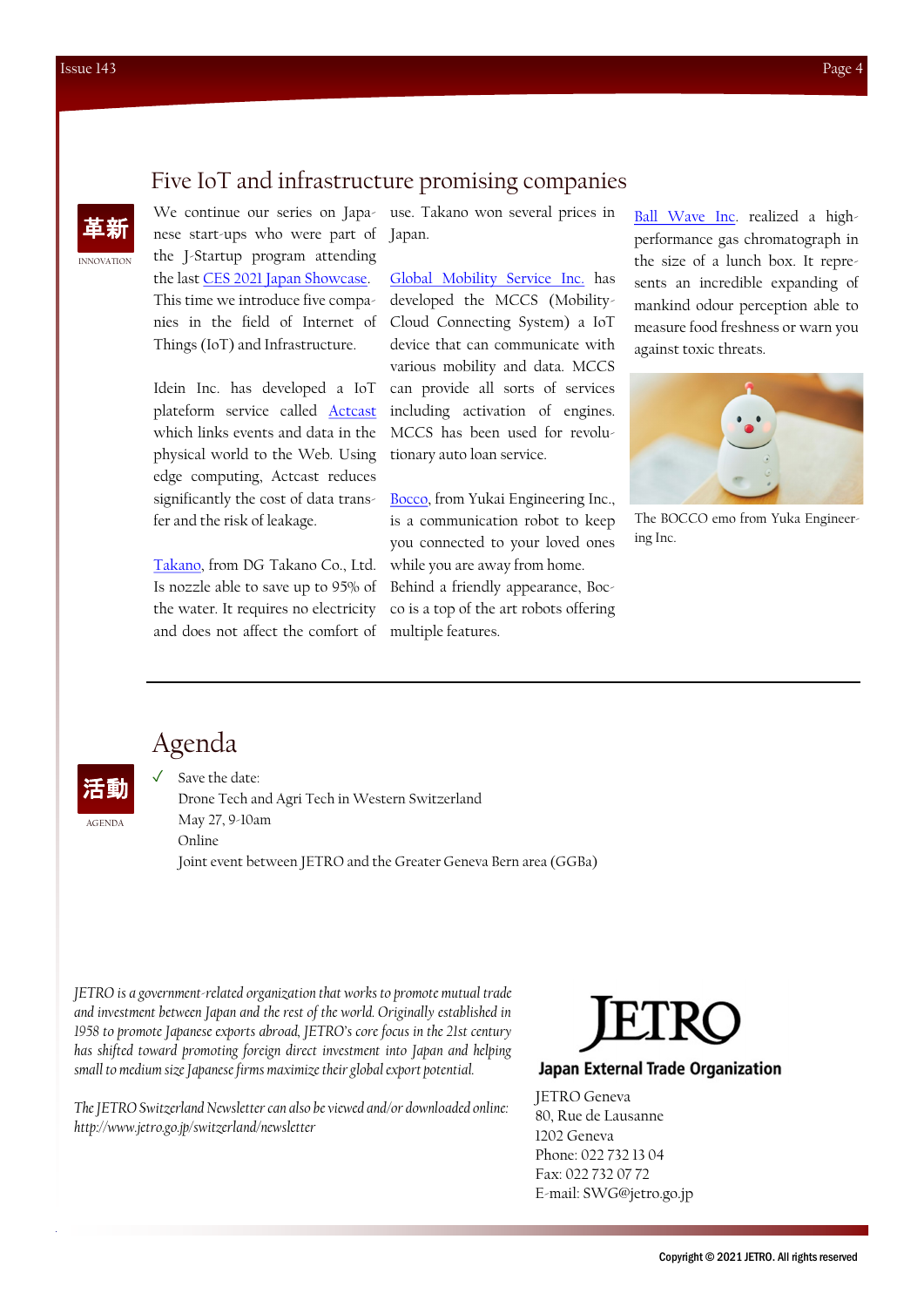## Five IoT and infrastructure promising companies

革新

INNOVATION

We continue our series on Japanese start-ups who were part of the J-Startup program attending the last CES 2021 Japan Showcase. This time we introduce five companies in the field of Internet of Things (IoT) and Infrastructure.

Idein Inc. has developed a IoT plateform service called Actcast which links events and data in the physical world to the Web. Using edge computing, Actcast reduces significantly the cost of data transfer and the risk of leakage.

Takano, from DG Takano Co., Ltd. Is nozzle able to save up to 95% of the water. It requires no electricity and does not affect the comfort of use. Takano won several prices in Japan.

Global Mobility Service Inc. has developed the MCCS (Mobility-Cloud Connecting System) a IoT device that can communicate with various mobility and data. MCCS can provide all sorts of services including activation of engines. MCCS has been used for revolutionary auto loan service.

Bocco, from Yukai Engineering Inc., is a communication robot to keep you connected to your loved ones while you are away from home. Behind a friendly appearance, Bocco is a top of the art robots offering multiple features.

Ball Wave Inc. realized a high-performance gas chromatograph in the size of a lunch box. It represents an incredible expanding of mankind odour perception able to measure food freshness or warn you against toxic threats.

The BOCCO emo from Yuka Engineering Inc.

## Agenda

活動

AGENDA

- ✓ Save the date:
  Drone Tech and Agri Tech in Western Switzerland
  May 27, 9-10am
  Online
  Joint event between JETRO and the Greater Geneva Bern area (GGBa)

*JETRO is a government-related organization that works to promote mutual trade and investment between Japan and the rest of the world. Originally established in 1958 to promote Japanese exports abroad, JETRO's core focus in the 21st century has shifted toward promoting foreign direct investment into Japan and helping small to medium size Japanese firms maximize their global export potential.*

*The JETRO Switzerland Newsletter can also be viewed and/or downloaded online: http://www.jetro.go.jp/switzerland/newsletter*

JETRO
**Japan External Trade Organization**

JETRO Geneva
80, Rue de Lausanne
1202 Geneva
Phone: 022 732 13 04
Fax: 022 732 07 72
E-mail: SWG@jetro.go.jp

Copyright © 2021 JETRO. All rights reserved